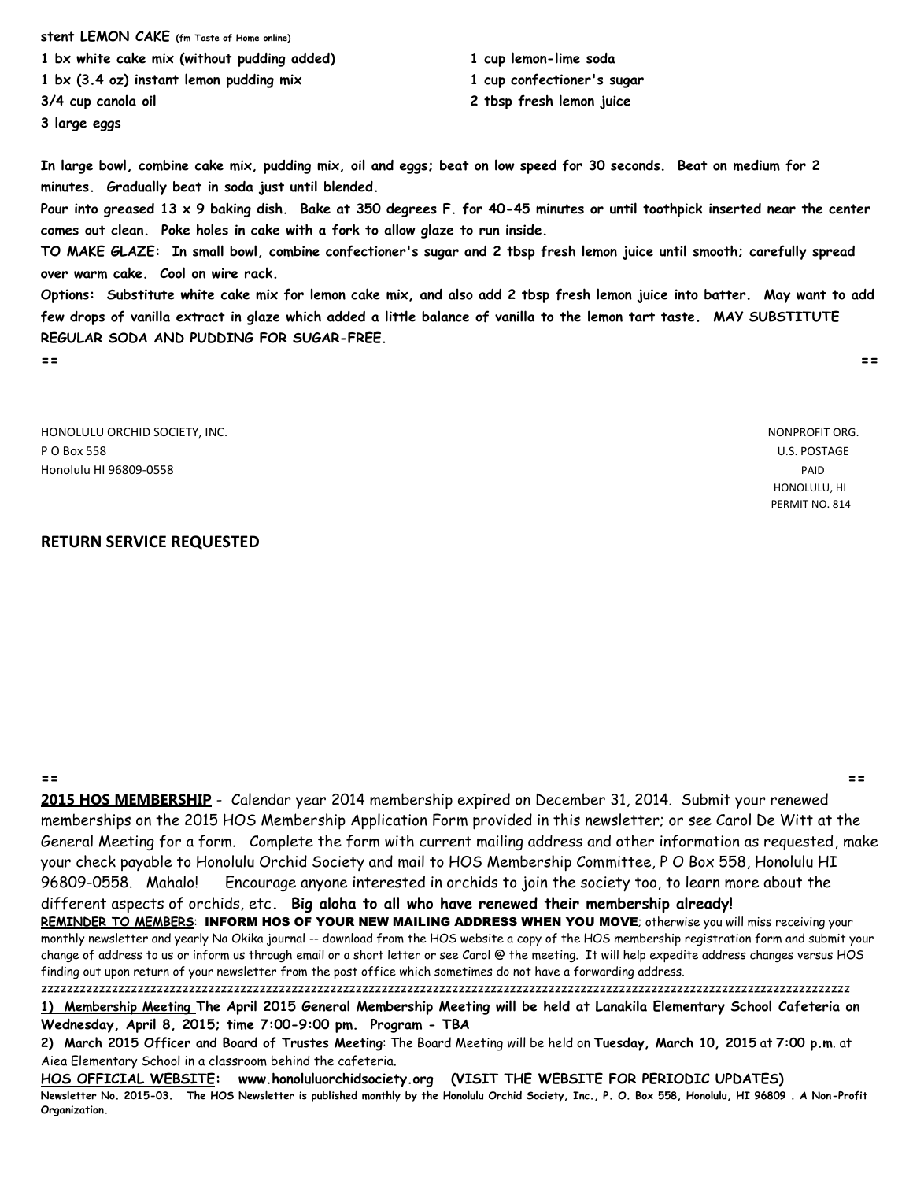**stent LEMON CAKE** (fm Taste of Home online)

**1 bx white cake mix (without pudding added)**
**1 bx (3.4 oz) instant lemon pudding mix**
**3/4 cup canola oil**
**3 large eggs**
**1 cup lemon-lime soda**
**1 cup confectioner's sugar**
**2 tbsp fresh lemon juice**

**In large bowl, combine cake mix, pudding mix, oil and eggs; beat on low speed for 30 seconds. Beat on medium for 2 minutes. Gradually beat in soda just until blended.**

**Pour into greased 13 x 9 baking dish. Bake at 350 degrees F. for 40-45 minutes or until toothpick inserted near the center comes out clean. Poke holes in cake with a fork to allow glaze to run inside.**

**TO MAKE GLAZE: In small bowl, combine confectioner's sugar and 2 tbsp fresh lemon juice until smooth; carefully spread over warm cake. Cool on wire rack.**

**<u>Options</u>: Substitute white cake mix for lemon cake mix, and also add 2 tbsp fresh lemon juice into batter. May want to add few drops of vanilla extract in glaze which added a little balance of vanilla to the lemon tart taste. MAY SUBSTITUTE REGULAR SODA AND PUDDING FOR SUGAR-FREE.**

== ==

HONOLULU ORCHID SOCIETY, INC.
P O Box 558
Honolulu HI 96809-0558

NONPROFIT ORG.
U.S. POSTAGE
PAID
HONOLULU, HI
PERMIT NO. 814

**<u>RETURN SERVICE REQUESTED</u>**

== ==

**<u>2015 HOS MEMBERSHIP</u>** - Calendar year 2014 membership expired on December 31, 2014. Submit your renewed memberships on the 2015 HOS Membership Application Form provided in this newsletter; or see Carol De Witt at the General Meeting for a form. Complete the form with current mailing address and other information as requested, make your check payable to Honolulu Orchid Society and mail to HOS Membership Committee, P O Box 558, Honolulu HI 96809-0558. Mahalo! Encourage anyone interested in orchids to join the society too, to learn more about the different aspects of orchids, etc**. Big aloha to all who have renewed their membership already!**

**<u>REMINDER TO MEMBERS</u>**: **INFORM HOS OF YOUR NEW MAILING ADDRESS WHEN YOU MOVE**; otherwise you will miss receiving your monthly newsletter and yearly Na Okika journal -- download from the HOS website a copy of the HOS membership registration form and submit your change of address to us or inform us through email or a short letter or see Carol @ the meeting. It will help expedite address changes versus HOS finding out upon return of your newsletter from the post office which sometimes do not have a forwarding address.

zzzzzzzzzzzzzzzzzzzzzzzzzzzzzzzzzzzzzzzzzzzzzzzzzzzzzzzzzzzzzzzzzzzzzzzzzzzzzzzzzzzzzzzzzzzzzzzzzzzzzzzzzzzzzzzzzzzzzzz

**<u>1) Membership Meeting</u> The April 2015 General Membership Meeting will be held at Lanakila Elementary School Cafeteria on Wednesday, April 8, 2015; time 7:00-9:00 pm. Program - TBA**

**<u>2) March 2015 Officer and Board of Trustes Meeting</u>**: The Board Meeting will be held on **Tuesday, March 10, 2015** at **7:00 p.m**. at Aiea Elementary School in a classroom behind the cafeteria.

**<u>HOS OFFICIAL WEBSITE</u>: www.honoluluorchidsociety.org (VISIT THE WEBSITE FOR PERIODIC UPDATES)**

**Newsletter No. 2015-03. The HOS Newsletter is published monthly by the Honolulu Orchid Society, Inc., P. O. Box 558, Honolulu, HI 96809 . A Non-Profit Organization.**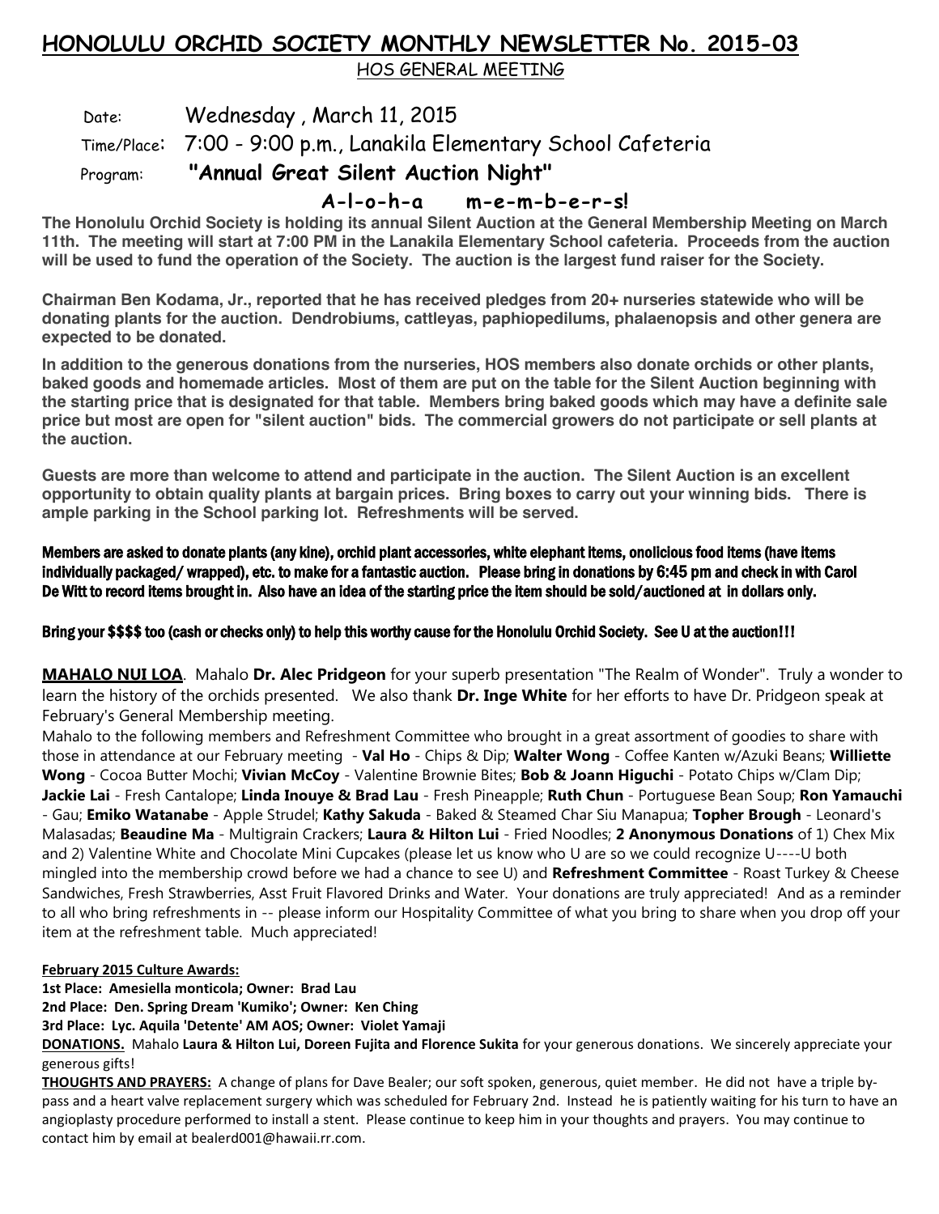# HONOLULU ORCHID SOCIETY MONTHLY NEWSLETTER No. 2015-03

HOS GENERAL MEETING

Date: Wednesday , March 11, 2015

Time/Place: 7:00 - 9:00 p.m., Lanakila Elementary School Cafeteria

Program: **"Annual Great Silent Auction Night"**

**A-l-o-h-a m-e-m-b-e-r-s!**

**The Honolulu Orchid Society is holding its annual Silent Auction at the General Membership Meeting on March 11th. The meeting will start at 7:00 PM in the Lanakila Elementary School cafeteria. Proceeds from the auction will be used to fund the operation of the Society. The auction is the largest fund raiser for the Society.**

**Chairman Ben Kodama, Jr., reported that he has received pledges from 20+ nurseries statewide who will be donating plants for the auction. Dendrobiums, cattleyas, paphiopedilums, phalaenopsis and other genera are expected to be donated.**

**In addition to the generous donations from the nurseries, HOS members also donate orchids or other plants, baked goods and homemade articles. Most of them are put on the table for the Silent Auction beginning with the starting price that is designated for that table. Members bring baked goods which may have a definite sale price but most are open for "silent auction" bids. The commercial growers do not participate or sell plants at the auction.**

**Guests are more than welcome to attend and participate in the auction. The Silent Auction is an excellent opportunity to obtain quality plants at bargain prices. Bring boxes to carry out your winning bids. There is ample parking in the School parking lot. Refreshments will be served.**

Members are asked to donate plants (any kine), orchid plant accessories, white elephant items, onolicious food items (have items individually packaged/ wrapped), etc. to make for a fantastic auction. Please bring in donations by 6:45 pm and check in with Carol De Witt to record items brought in. Also have an idea of the starting price the item should be sold/auctioned at in dollars only.

Bring your $$$$ too (cash or checks only) to help this worthy cause for the Honolulu Orchid Society. See U at the auction!!!

**MAHALO NUI LOA**. Mahalo **Dr. Alec Pridgeon** for your superb presentation "The Realm of Wonder". Truly a wonder to learn the history of the orchids presented. We also thank **Dr. Inge White** for her efforts to have Dr. Pridgeon speak at February's General Membership meeting.

Mahalo to the following members and Refreshment Committee who brought in a great assortment of goodies to share with those in attendance at our February meeting - **Val Ho** - Chips & Dip; **Walter Wong** - Coffee Kanten w/Azuki Beans; **Williette Wong** - Cocoa Butter Mochi; **Vivian McCoy** - Valentine Brownie Bites; **Bob & Joann Higuchi** - Potato Chips w/Clam Dip; **Jackie Lai** - Fresh Cantalope; **Linda Inouye & Brad Lau** - Fresh Pineapple; **Ruth Chun** - Portuguese Bean Soup; **Ron Yamauchi** - Gau; **Emiko Watanabe** - Apple Strudel; **Kathy Sakuda** - Baked & Steamed Char Siu Manapua; **Topher Brough** - Leonard's Malasadas; **Beaudine Ma** - Multigrain Crackers; **Laura & Hilton Lui** - Fried Noodles; **2 Anonymous Donations** of 1) Chex Mix and 2) Valentine White and Chocolate Mini Cupcakes (please let us know who U are so we could recognize U----U both mingled into the membership crowd before we had a chance to see U) and **Refreshment Committee** - Roast Turkey & Cheese Sandwiches, Fresh Strawberries, Asst Fruit Flavored Drinks and Water. Your donations are truly appreciated! And as a reminder to all who bring refreshments in -- please inform our Hospitality Committee of what you bring to share when you drop off your item at the refreshment table. Much appreciated!

**February 2015 Culture Awards:**

**1st Place: Amesiella monticola; Owner: Brad Lau**

**2nd Place: Den. Spring Dream 'Kumiko'; Owner: Ken Ching**

**3rd Place: Lyc. Aquila 'Detente' AM AOS; Owner: Violet Yamaji**

**DONATIONS.** Mahalo **Laura & Hilton Lui, Doreen Fujita and Florence Sukita** for your generous donations. We sincerely appreciate your generous gifts!

**THOUGHTS AND PRAYERS:** A change of plans for Dave Bealer; our soft spoken, generous, quiet member. He did not have a triple by-pass and a heart valve replacement surgery which was scheduled for February 2nd. Instead he is patiently waiting for his turn to have an angioplasty procedure performed to install a stent. Please continue to keep him in your thoughts and prayers. You may continue to contact him by email at bealerd001@hawaii.rr.com.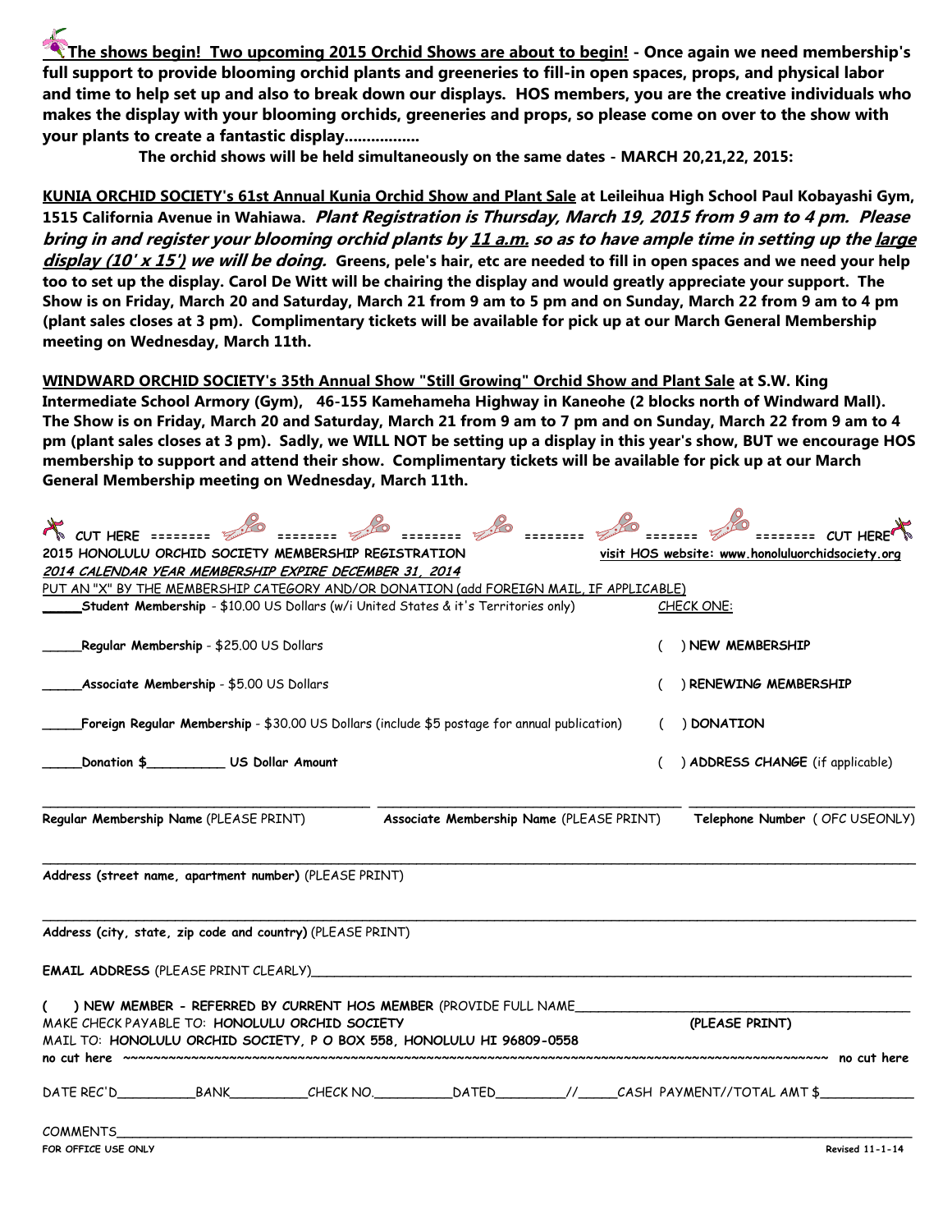**The shows begin! Two upcoming 2015 Orchid Shows are about to begin! - Once again we need membership's full support to provide blooming orchid plants and greeneries to fill-in open spaces, props, and physical labor and time to help set up and also to break down our displays. HOS members, you are the creative individuals who makes the display with your blooming orchids, greeneries and props, so please come on over to the show with your plants to create a fantastic display.................**

**The orchid shows will be held simultaneously on the same dates - MARCH 20,21,22, 2015:**

**KUNIA ORCHID SOCIETY's 61st Annual Kunia Orchid Show and Plant Sale at Leileihua High School Paul Kobayashi Gym, 1515 California Avenue in Wahiawa.** ***Plant Registration is Thursday, March 19, 2015 from 9 am to 4 pm. Please bring in and register your blooming orchid plants by 11 a.m. so as to have ample time in setting up the large display (10' x 15') we will be doing.*** **Greens, pele's hair, etc are needed to fill in open spaces and we need your help too to set up the display. Carol De Witt will be chairing the display and would greatly appreciate your support. The Show is on Friday, March 20 and Saturday, March 21 from 9 am to 5 pm and on Sunday, March 22 from 9 am to 4 pm (plant sales closes at 3 pm). Complimentary tickets will be available for pick up at our March General Membership meeting on Wednesday, March 11th.**

**WINDWARD ORCHID SOCIETY's 35th Annual Show "Still Growing" Orchid Show and Plant Sale at S.W. King Intermediate School Armory (Gym), 46-155 Kamehameha Highway in Kaneohe (2 blocks north of Windward Mall). The Show is on Friday, March 20 and Saturday, March 21 from 9 am to 7 pm and on Sunday, March 22 from 9 am to 4 pm (plant sales closes at 3 pm). Sadly, we WILL NOT be setting up a display in this year's show, BUT we encourage HOS membership to support and attend their show. Complimentary tickets will be available for pick up at our March General Membership meeting on Wednesday, March 11th.**

CUT HERE ======== ======== ======== ======== ======= ======== CUT HERE

2015 HONOLULU ORCHID SOCIETY MEMBERSHIP REGISTRATION — visit HOS website: www.honoluluorchidsociety.org

*2014 CALENDAR YEAR MEMBERSHIP EXPIRE DECEMBER 31, 2014*

PUT AN "X" BY THE MEMBERSHIP CATEGORY AND/OR DONATION (add FOREIGN MAIL, IF APPLICABLE)

_____**Student Membership** - $10.00 US Dollars (w/i United States & it's Territories only)

_____**Regular Membership** - $25.00 US Dollars

_____**Associate Membership** - $5.00 US Dollars

_____**Foreign Regular Membership** - $30.00 US Dollars (include $5 postage for annual publication)

_____**Donation $**__________ **US Dollar Amount**

CHECK ONE:

( ) NEW MEMBERSHIP

( ) RENEWING MEMBERSHIP

( ) DONATION

( ) ADDRESS CHANGE (if applicable)

**Regular Membership Name** (PLEASE PRINT) &nbsp;&nbsp; **Associate Membership Name** (PLEASE PRINT) &nbsp;&nbsp; **Telephone Number** ( OFC USEONLY)

**Address (street name, apartment number)** (PLEASE PRINT)

**Address (city, state, zip code and country)** (PLEASE PRINT)

**EMAIL ADDRESS** (PLEASE PRINT CLEARLY)________________________________________

( ) **NEW MEMBER - REFERRED BY CURRENT HOS MEMBER** (PROVIDE FULL NAME________________________ **(PLEASE PRINT)**

MAKE CHECK PAYABLE TO: **HONOLULU ORCHID SOCIETY**

MAIL TO: **HONOLULU ORCHID SOCIETY, P O BOX 558, HONOLULU HI 96809-0558**

no cut here ~~~~~~~~~~~~~~~~~~~~~~~~~~~~~~~~~~~~~~~~~~~~~~~~~~~~~~~~~~ no cut here

DATE REC'D__________BANK__________CHECK NO.__________DATED_________//_____CASH PAYMENT//TOTAL AMT $____________

COMMENTS________________________________________

FOR OFFICE USE ONLY &nbsp;&nbsp; Revised 11-1-14